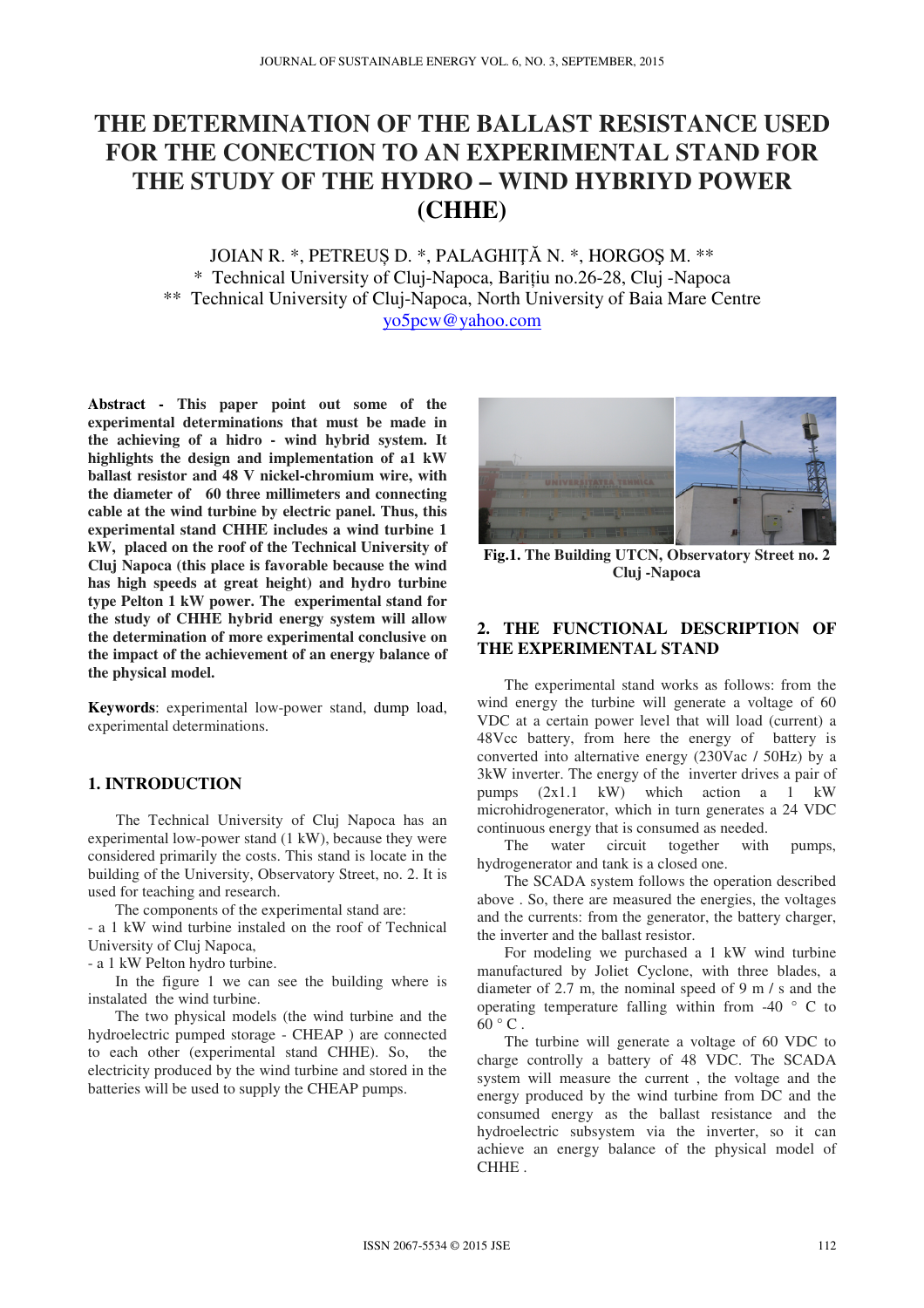# THE DETERMINATION OF THE BALLAST RESISTANCE USED FOR THE CONECTION TO AN EXPERIMENTAL STAND FOR THE STUDY OF THE HYDRO – WIND HYBRIYD POWER (CHHE)

JOIAN R. *, PETREUȘ D. *, PALAGHIȚĂ N. *, HORGOȘ M. **

\* Technical University of Cluj-Napoca, Barițiu no.26-28, Cluj -Napoca

** Technical University of Cluj-Napoca, North University of Baia Mare Centre

yo5pcw@yahoo.com

**Abstract - This paper point out some of the experimental determinations that must be made in the achieving of a hidro - wind hybrid system. It highlights the design and implementation of a1 kW ballast resistor and 48 V nickel-chromium wire, with the diameter of 60 three millimeters and connecting cable at the wind turbine by electric panel. Thus, this experimental stand CHHE includes a wind turbine 1 kW, placed on the roof of the Technical University of Cluj Napoca (this place is favorable because the wind has high speeds at great height) and hydro turbine type Pelton 1 kW power. The experimental stand for the study of CHHE hybrid energy system will allow the determination of more experimental conclusive on the impact of the achievement of an energy balance of the physical model.**

**Keywords**: experimental low-power stand, dump load, experimental determinations.

## 1. INTRODUCTION

The Technical University of Cluj Napoca has an experimental low-power stand (1 kW), because they were considered primarily the costs. This stand is locate in the building of the University, Observatory Street, no. 2. It is used for teaching and research.

The components of the experimental stand are:

- a 1 kW wind turbine instaled on the roof of Technical University of Cluj Napoca,
- a 1 kW Pelton hydro turbine.

In the figure 1 we can see the building where is instalated the wind turbine.

The two physical models (the wind turbine and the hydroelectric pumped storage - CHEAP ) are connected to each other (experimental stand CHHE). So, the electricity produced by the wind turbine and stored in the batteries will be used to supply the CHEAP pumps.

**Fig.1. The Building UTCN, Observatory Street no. 2 Cluj -Napoca**

## 2. THE FUNCTIONAL DESCRIPTION OF THE EXPERIMENTAL STAND

The experimental stand works as follows: from the wind energy the turbine will generate a voltage of 60 VDC at a certain power level that will load (current) a 48Vcc battery, from here the energy of battery is converted into alternative energy (230Vac / 50Hz) by a 3kW inverter. The energy of the inverter drives a pair of pumps (2x1.1 kW) which action a 1 kW microhidrogenerator, which in turn generates a 24 VDC continuous energy that is consumed as needed.

The water circuit together with pumps, hydrogenerator and tank is a closed one.

The SCADA system follows the operation described above . So, there are measured the energies, the voltages and the currents: from the generator, the battery charger, the inverter and the ballast resistor.

For modeling we purchased a 1 kW wind turbine manufactured by Joliet Cyclone, with three blades, a diameter of 2.7 m, the nominal speed of 9 m / s and the operating temperature falling within from -40 ° C to 60 ° C .

The turbine will generate a voltage of 60 VDC to charge controlly a battery of 48 VDC. The SCADA system will measure the current , the voltage and the energy produced by the wind turbine from DC and the consumed energy as the ballast resistance and the hydroelectric subsystem via the inverter, so it can achieve an energy balance of the physical model of CHHE .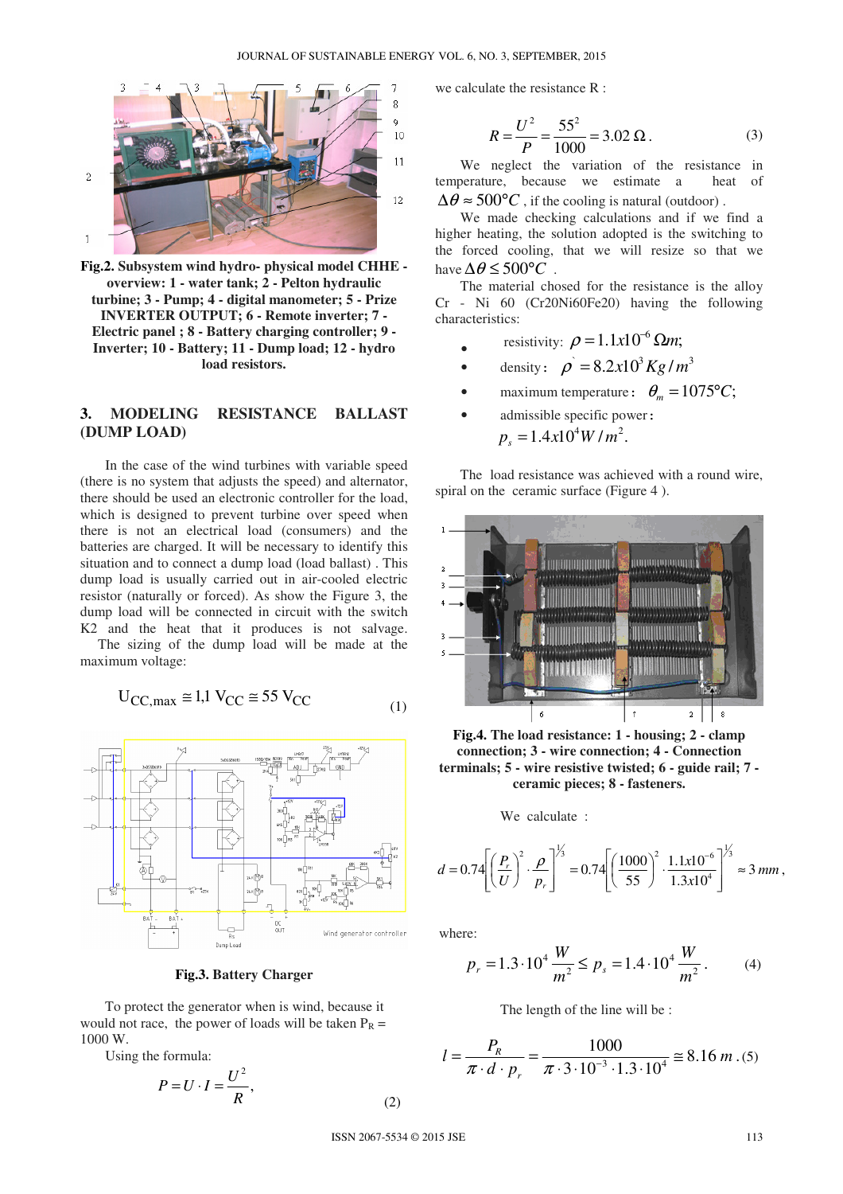Fig.2. Subsystem wind hydro- physical model CHHE - overview: 1 - water tank; 2 - Pelton hydraulic turbine; 3 - Pump; 4 - digital manometer; 5 - Prize INVERTER OUTPUT; 6 - Remote inverter; 7 - Electric panel ; 8 - Battery charging controller; 9 - Inverter; 10 - Battery; 11 - Dump load; 12 - hydro load resistors.

## 3. MODELING RESISTANCE BALLAST (DUMP LOAD)

In the case of the wind turbines with variable speed (there is no system that adjusts the speed) and alternator, there should be used an electronic controller for the load, which is designed to prevent turbine over speed when there is not an electrical load (consumers) and the batteries are charged. It will be necessary to identify this situation and to connect a dump load (load ballast) . This dump load is usually carried out in air-cooled electric resistor (naturally or forced). As show the Figure 3, the dump load will be connected in circuit with the switch K2 and the heat that it produces is not salvage.

The sizing of the dump load will be made at the maximum voltage:

$$U_{CC,max} \cong 1{,}1\, V_{CC} \cong 55\, V_{CC} \tag{1}$$

Fig.3. Battery Charger

To protect the generator when is wind, because it would not race, the power of loads will be taken $P_R$ = 1000 W.

Using the formula:

$$P = U \cdot I = \frac{U^2}{R}, \tag{2}$$

we calculate the resistance R :

$$R = \frac{U^2}{P} = \frac{55^2}{1000} = 3.02\,\Omega\,. \tag{3}$$

We neglect the variation of the resistance in temperature, because we estimate a heat of $\Delta\theta \approx 500°C$ , if the cooling is natural (outdoor) .

We made checking calculations and if we find a higher heating, the solution adopted is the switching to the forced cooling, that we will resize so that we have $\Delta\theta \leq 500°C$ .

The material chosed for the resistance is the alloy Cr - Ni 60 (Cr20Ni60Fe20) having the following characteristics:

- resistivity: $\rho = 1.1x10^{-6}\,\Omega m;$
- density : $\rho^{`} = 8.2x10^3\,Kg/m^3$
- maximum temperature : $\theta_m = 1075°C;$
- admissible specific power : $p_s = 1.4x10^4 W/m^2.$

The load resistance was achieved with a round wire, spiral on the ceramic surface (Figure 4 ).

Fig.4. The load resistance: 1 - housing; 2 - clamp connection; 3 - wire connection; 4 - Connection terminals; 5 - wire resistive twisted; 6 - guide rail; 7 - ceramic pieces; 8 - fasteners.

We calculate :

$$d = 0.74\left[\left(\frac{P_r}{U}\right)^2 \cdot \frac{\rho}{p_r}\right]^{1/3} = 0.74\left[\left(\frac{1000}{55}\right)^2 \cdot \frac{1.1x10^{-6}}{1.3x10^4}\right]^{1/3} \approx 3\,mm\,,$$

where:

$$p_r = 1.3 \cdot 10^4 \frac{W}{m^2} \leq p_s = 1.4 \cdot 10^4 \frac{W}{m^2}\,. \tag{4}$$

The length of the line will be :

$$l = \frac{P_R}{\pi \cdot d \cdot p_r} = \frac{1000}{\pi \cdot 3 \cdot 10^{-3} \cdot 1.3 \cdot 10^4} \cong 8.16\,m\,. \tag{5}$$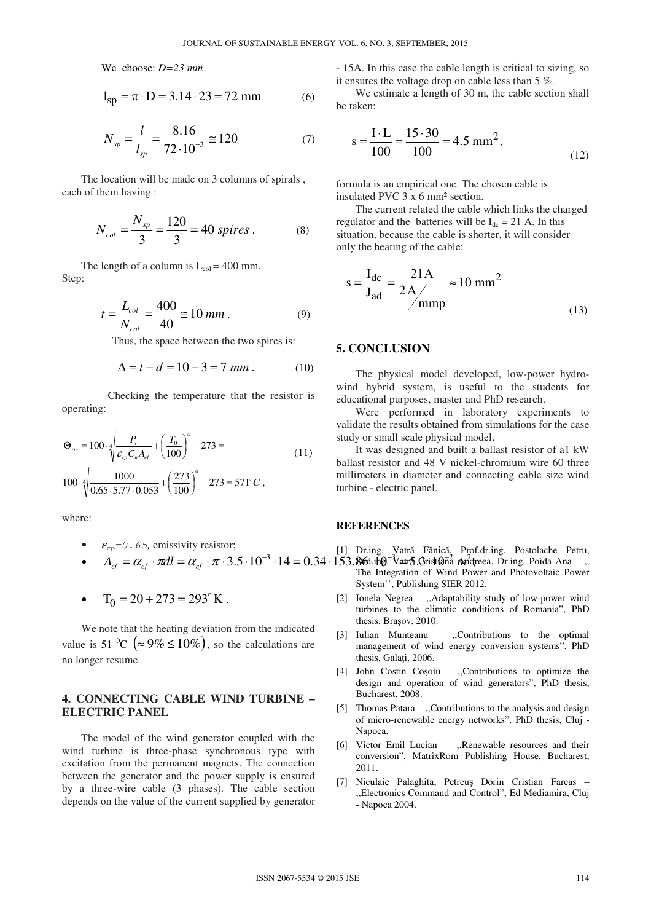We choose: $D=23$ mm

$$l_{sp} = \pi \cdot D = 3.14 \cdot 23 = 72 \text{ mm} \tag{6}$$

$$N_{sp} = \frac{l}{l_{sp}} = \frac{8.16}{72 \cdot 10^{-3}} \cong 120 \tag{7}$$

The location will be made on 3 columns of spirals , each of them having :

$$N_{col} = \frac{N_{sp}}{3} = \frac{120}{3} = 40 \; spires \, . \tag{8}$$

The length of a column is $L_{col} = 400$ mm. Step:

$$t = \frac{L_{col}}{N_{col}} = \frac{400}{40} \cong 10 \, mm \, . \tag{9}$$

Thus, the space between the two spires is:

$$\Delta = t - d = 10 - 3 = 7 \, mm \, . \tag{10}$$

Checking the temperature that the resistor is operating:

$$\Theta_{rm} = 100 \cdot \sqrt[4]{\frac{P_r}{\varepsilon_{rp} C_n A_{ef}} + \left(\frac{T_0}{100}\right)^4} - 273 = \\ 100 \cdot \sqrt[4]{\frac{1000}{0.65 \cdot 5.77 \cdot 0.053} + \left(\frac{273}{100}\right)^4} - 273 = 571^{\circ} C \, , \tag{11}$$

where:

- $\varepsilon_{rp}=0.65$, emissivity resistor;
- $A_{ef} = \alpha_{ef} \cdot \pi d l = \alpha_{ef} \cdot \pi \cdot 3.5 \cdot 10^{-3} \cdot 14 = 0.34 \cdot 153.86 \cdot 10^{-3} = 5.3 \cdot 10^{-2} \; m^2$;
- $T_0 = 20 + 273 = 293^{\circ} \text{K}$.

We note that the heating deviation from the indicated value is 51 $^0$C $(\approx 9\% \leq 10\%)$, so the calculations are no longer resume.

## 4. CONNECTING CABLE WIND TURBINE – ELECTRIC PANEL

The model of the wind generator coupled with the wind turbine is three-phase synchronous type with excitation from the permanent magnets. The connection between the generator and the power supply is ensured by a three-wire cable (3 phases). The cable section depends on the value of the current supplied by generator - 15A. In this case the cable length is critical to sizing, so it ensures the voltage drop on cable less than 5 %.

We estimate a length of 30 m, the cable section shall be taken:

$$s = \frac{I \cdot L}{100} = \frac{15 \cdot 30}{100} = 4.5 \text{ mm}^2, \tag{12}$$

formula is an empirical one. The chosen cable is insulated PVC 3 x 6 mm² section.

The current related the cable which links the charged regulator and the batteries will be $I_{dc} = 21$ A. In this situation, because the cable is shorter, it will consider only the heating of the cable:

$$s = \frac{I_{dc}}{J_{ad}} = \frac{21\text{A}}{2\text{A}/\text{mmp}} \approx 10 \text{ mm}^2 \tag{13}$$

## 5. CONCLUSION

The physical model developed, low-power hydro-wind hybrid system, is useful to the students for educational purposes, master and PhD research.

Were performed in laboratory experiments to validate the results obtained from simulations for the case study or small scale physical model.

It was designed and built a ballast resistor of a1 kW ballast resistor and 48 V nickel-chromium wire 60 three millimeters in diameter and connecting cable size wind turbine - electric panel.

## REFERENCES

[1] Dr.ing. Vatră Fănică, Prof.dr.ing. Postolache Petru, Dr.ing. Vatră Cristina Andreea, Dr.ing. Poida Ana – ,, The Integration of Wind Power and Photovoltaic Power System'', Publishing SIER 2012.

[2] Ionela Negrea – ,,Adaptability study of low-power wind turbines to the climatic conditions of Romania", PhD thesis, Braşov, 2010.

[3] Iulian Munteanu – ,,Contributions to the optimal management of wind energy conversion systems", PhD thesis, Galaţi, 2006.

[4] John Costin Coşoiu – ,,Contributions to optimize the design and operation of wind generators", PhD thesis, Bucharest, 2008.

[5] Thomas Patara – ,,Contributions to the analysis and design of micro-renewable energy networks", PhD thesis, Cluj - Napoca,

[6] Victor Emil Lucian – ,,Renewable resources and their conversion", MatrixRom Publishing House, Bucharest, 2011.

[7] Niculaie Palaghita, Petreuş Dorin Cristian Farcas – ,,Electronics Command and Control", Ed Mediamira, Cluj - Napoca 2004.